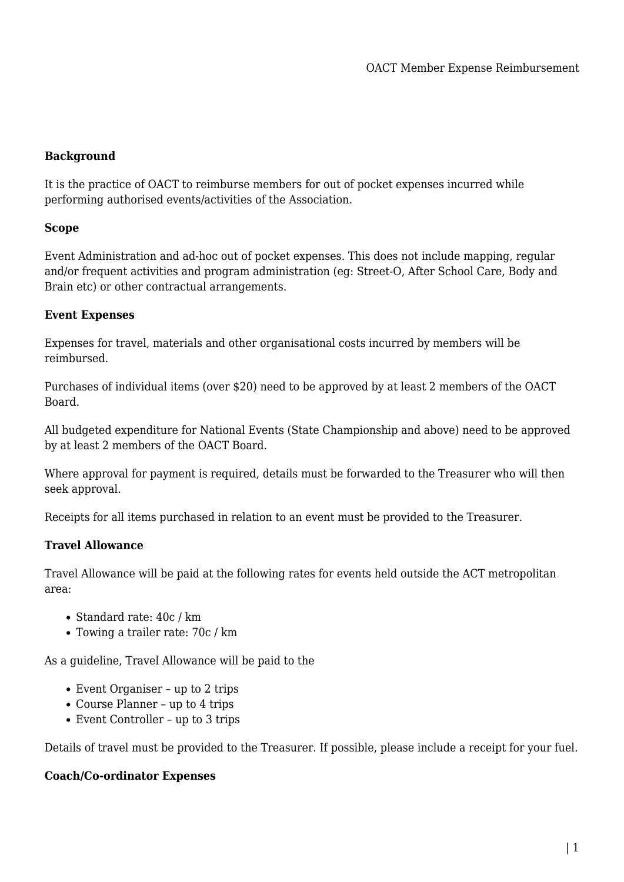**Background**

It is the practice of OACT to reimburse members for out of pocket expenses incurred while performing authorised events/activities of the Association.

**Scope**

Event Administration and ad-hoc out of pocket expenses. This does not include mapping, regular and/or frequent activities and program administration (eg: Street-O, After School Care, Body and Brain etc) or other contractual arrangements.

**Event Expenses**

Expenses for travel, materials and other organisational costs incurred by members will be reimbursed.

Purchases of individual items (over $20) need to be approved by at least 2 members of the OACT Board.

All budgeted expenditure for National Events (State Championship and above) need to be approved by at least 2 members of the OACT Board.

Where approval for payment is required, details must be forwarded to the Treasurer who will then seek approval.

Receipts for all items purchased in relation to an event must be provided to the Treasurer.

**Travel Allowance**

Travel Allowance will be paid at the following rates for events held outside the ACT metropolitan area:

- Standard rate: 40c / km
- Towing a trailer rate: 70c / km

As a guideline, Travel Allowance will be paid to the

- Event Organiser – up to 2 trips
- Course Planner – up to 4 trips
- Event Controller – up to 3 trips

Details of travel must be provided to the Treasurer. If possible, please include a receipt for your fuel.

**Coach/Co-ordinator Expenses**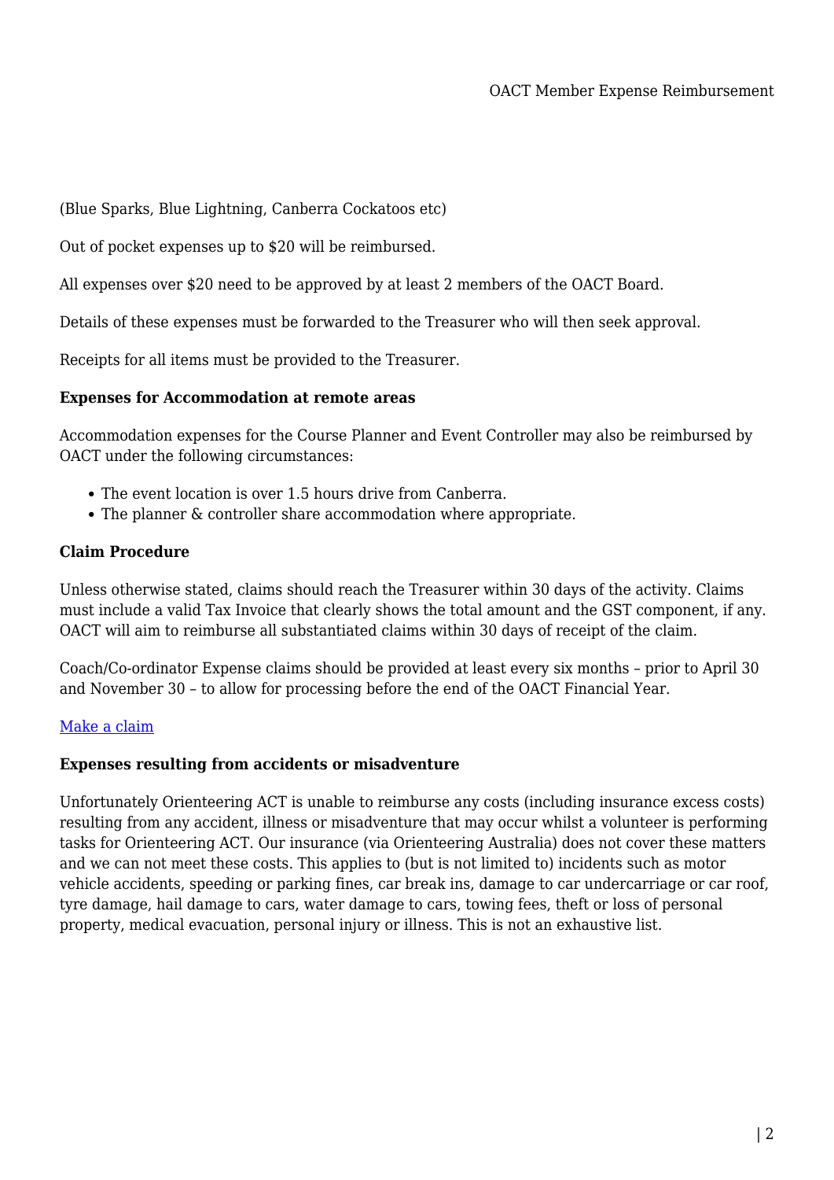(Blue Sparks, Blue Lightning, Canberra Cockatoos etc)

Out of pocket expenses up to $20 will be reimbursed.

All expenses over $20 need to be approved by at least 2 members of the OACT Board.

Details of these expenses must be forwarded to the Treasurer who will then seek approval.

Receipts for all items must be provided to the Treasurer.

**Expenses for Accommodation at remote areas**

Accommodation expenses for the Course Planner and Event Controller may also be reimbursed by OACT under the following circumstances:

- The event location is over 1.5 hours drive from Canberra.
- The planner & controller share accommodation where appropriate.

**Claim Procedure**

Unless otherwise stated, claims should reach the Treasurer within 30 days of the activity. Claims must include a valid Tax Invoice that clearly shows the total amount and the GST component, if any. OACT will aim to reimburse all substantiated claims within 30 days of receipt of the claim.

Coach/Co-ordinator Expense claims should be provided at least every six months – prior to April 30 and November 30 – to allow for processing before the end of the OACT Financial Year.

Make a claim

**Expenses resulting from accidents or misadventure**

Unfortunately Orienteering ACT is unable to reimburse any costs (including insurance excess costs) resulting from any accident, illness or misadventure that may occur whilst a volunteer is performing tasks for Orienteering ACT. Our insurance (via Orienteering Australia) does not cover these matters and we can not meet these costs. This applies to (but is not limited to) incidents such as motor vehicle accidents, speeding or parking fines, car break ins, damage to car undercarriage or car roof, tyre damage, hail damage to cars, water damage to cars, towing fees, theft or loss of personal property, medical evacuation, personal injury or illness. This is not an exhaustive list.